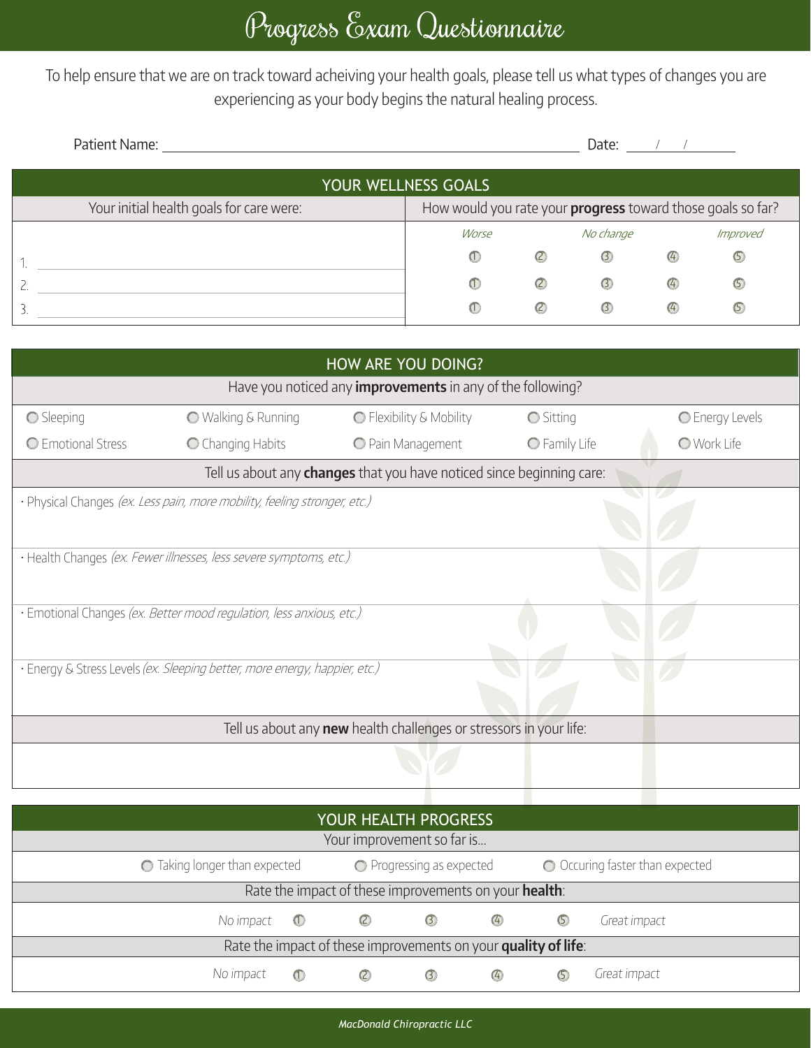# Progress Exam Questionnaire

To help ensure that we are on track toward acheiving your health goals, please tell us what types of changes you are experiencing as your body begins the natural healing process.

Patient Name: ______________________________ Date: ___/___/______

## YOUR WELLNESS GOALS

| Your initial health goals for care were: | How would you rate your **progress** toward those goals so far? | | | | |
|---|---|---|---|---|---|
| | *Worse* | | *No change* | | *Improved* |
| 1. ______________________ | ① | ② | ③ | ④ | ⑤ |
| 2. ______________________ | ① | ② | ③ | ④ | ⑤ |
| 3. ______________________ | ① | ② | ③ | ④ | ⑤ |

## HOW ARE YOU DOING?

Have you noticed any **improvements** in any of the following?

| | | | | |
|---|---|---|---|---|
| ○ Sleeping | ○ Walking & Running | ○ Flexibility & Mobility | ○ Sitting | ○ Energy Levels |
| ○ Emotional Stress | ○ Changing Habits | ○ Pain Management | ○ Family Life | ○ Work Life |

Tell us about any **changes** that you have noticed since beginning care:

- Physical Changes *(ex. Less pain, more mobility, feeling stronger, etc.)*
- Health Changes *(ex. Fewer illnesses, less severe symptoms, etc.)*
- Emotional Changes *(ex. Better mood regulation, less anxious, etc.)*
- Energy & Stress Levels *(ex. Sleeping better, more energy, happier, etc.)*

Tell us about any **new** health challenges or stressors in your life:

## YOUR HEALTH PROGRESS

Your improvement so far is...

○ Taking longer than expected ○ Progressing as expected ○ Occuring faster than expected

Rate the impact of these improvements on your **health**:

*No impact* ① ② ③ ④ ⑤ *Great impact*

Rate the impact of these improvements on your **quality of life**:

*No impact* ① ② ③ ④ ⑤ *Great impact*

*MacDonald Chiropractic LLC*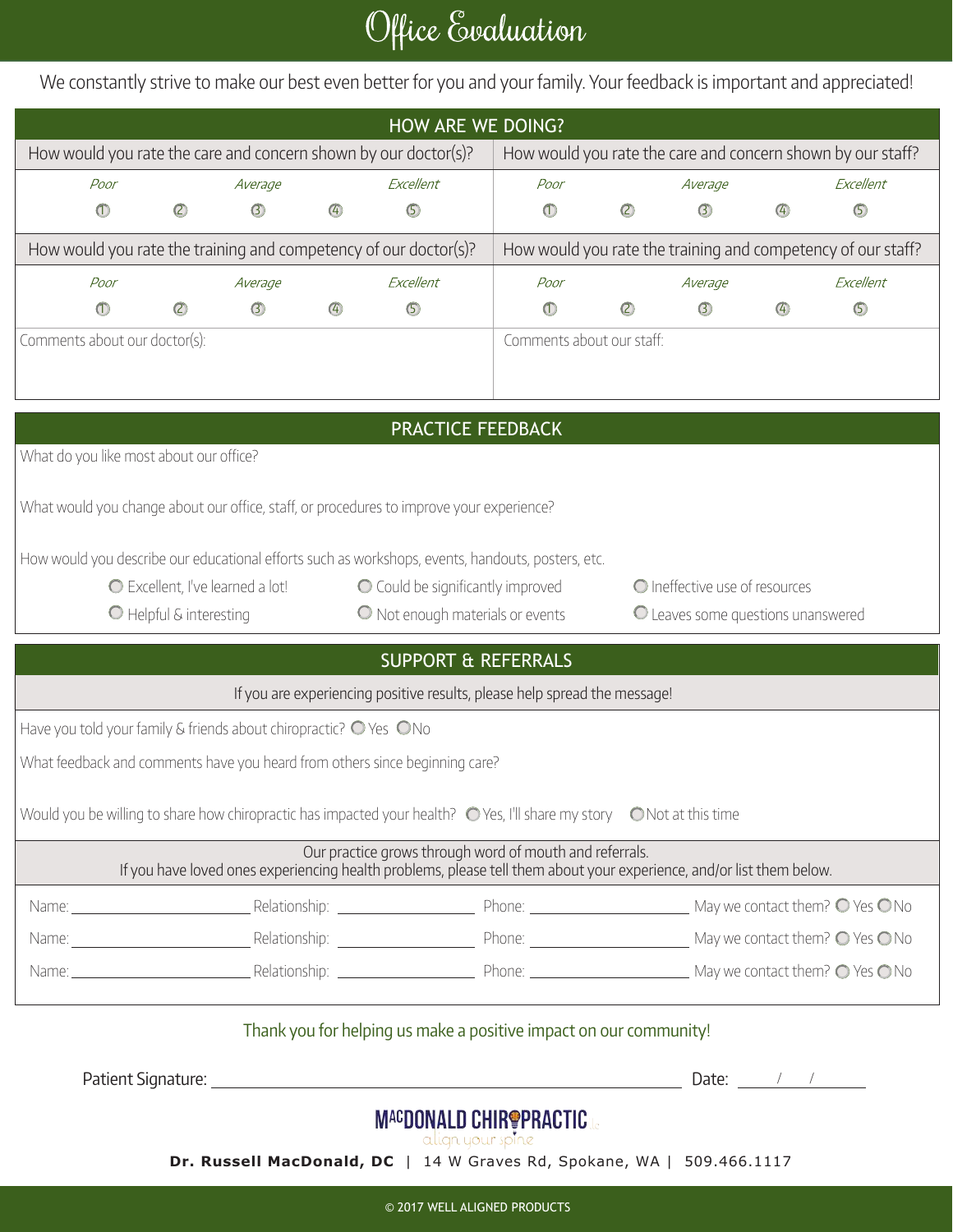# Office Evaluation

We constantly strive to make our best even better for you and your family. Your feedback is important and appreciated!

## HOW ARE WE DOING?

How would you rate the care and concern shown by our doctor(s)?

| Poor | | Average | | Excellent |
|---|---|---|---|---|
| ① | ② | ③ | ④ | ⑤ |

How would you rate the care and concern shown by our staff?

| Poor | | Average | | Excellent |
|---|---|---|---|---|
| ① | ② | ③ | ④ | ⑤ |

How would you rate the training and competency of our doctor(s)?

| Poor | | Average | | Excellent |
|---|---|---|---|---|
| ① | ② | ③ | ④ | ⑤ |

How would you rate the training and competency of our staff?

| Poor | | Average | | Excellent |
|---|---|---|---|---|
| ① | ② | ③ | ④ | ⑤ |

Comments about our doctor(s):

Comments about our staff:

## PRACTICE FEEDBACK

What do you like most about our office?

What would you change about our office, staff, or procedures to improve your experience?

How would you describe our educational efforts such as workshops, events, handouts, posters, etc.

- ○ Excellent, I've learned a lot!
- ○ Could be significantly improved
- ○ Ineffective use of resources
- ○ Helpful & interesting
- ○ Not enough materials or events
- ○ Leaves some questions unanswered

## SUPPORT & REFERRALS

If you are experiencing positive results, please help spread the message!

Have you told your family & friends about chiropractic? ○ Yes ○ No

What feedback and comments have you heard from others since beginning care?

Would you be willing to share how chiropractic has impacted your health? ○ Yes, I'll share my story ○ Not at this time

Our practice grows through word of mouth and referrals.
If you have loved ones experiencing health problems, please tell them about your experience, and/or list them below.

Name: ____________ Relationship: ____________ Phone: ____________ May we contact them? ○ Yes ○ No

Name: ____________ Relationship: ____________ Phone: ____________ May we contact them? ○ Yes ○ No

Name: ____________ Relationship: ____________ Phone: ____________ May we contact them? ○ Yes ○ No

Thank you for helping us make a positive impact on our community!

Patient Signature: ______________________________ Date: ___ / ___ / ___

MACDONALD CHIROPRACTIC
align your spine

**Dr. Russell MacDonald, DC** | 14 W Graves Rd, Spokane, WA | 509.466.1117

© 2017 WELL ALIGNED PRODUCTS